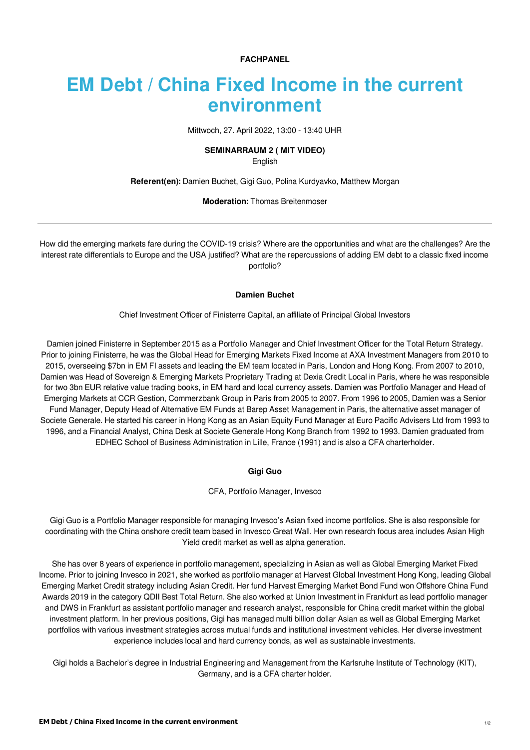**FACHPANEL**

# EM Debt / China Fixed Income in the current environment

Mittwoch, 27. April 2022, 13:00 - 13:40 UHR

**SEMINARRAUM 2 ( MIT VIDEO)**
English

**Referent(en):** Damien Buchet, Gigi Guo, Polina Kurdyavko, Matthew Morgan

**Moderation:** Thomas Breitenmoser

---

How did the emerging markets fare during the COVID-19 crisis? Where are the opportunities and what are the challenges? Are the interest rate differentials to Europe and the USA justified? What are the repercussions of adding EM debt to a classic fixed income portfolio?

### Damien Buchet

Chief Investment Officer of Finisterre Capital, an affiliate of Principal Global Investors

Damien joined Finisterre in September 2015 as a Portfolio Manager and Chief Investment Officer for the Total Return Strategy. Prior to joining Finisterre, he was the Global Head for Emerging Markets Fixed Income at AXA Investment Managers from 2010 to 2015, overseeing $7bn in EM FI assets and leading the EM team located in Paris, London and Hong Kong. From 2007 to 2010, Damien was Head of Sovereign & Emerging Markets Proprietary Trading at Dexia Credit Local in Paris, where he was responsible for two 3bn EUR relative value trading books, in EM hard and local currency assets. Damien was Portfolio Manager and Head of Emerging Markets at CCR Gestion, Commerzbank Group in Paris from 2005 to 2007. From 1996 to 2005, Damien was a Senior Fund Manager, Deputy Head of Alternative EM Funds at Barep Asset Management in Paris, the alternative asset manager of Societe Generale. He started his career in Hong Kong as an Asian Equity Fund Manager at Euro Pacific Advisers Ltd from 1993 to 1996, and a Financial Analyst, China Desk at Societe Generale Hong Kong Branch from 1992 to 1993. Damien graduated from EDHEC School of Business Administration in Lille, France (1991) and is also a CFA charterholder.

### Gigi Guo

CFA, Portfolio Manager, Invesco

Gigi Guo is a Portfolio Manager responsible for managing Invesco's Asian fixed income portfolios. She is also responsible for coordinating with the China onshore credit team based in Invesco Great Wall. Her own research focus area includes Asian High Yield credit market as well as alpha generation.

She has over 8 years of experience in portfolio management, specializing in Asian as well as Global Emerging Market Fixed Income. Prior to joining Invesco in 2021, she worked as portfolio manager at Harvest Global Investment Hong Kong, leading Global Emerging Market Credit strategy including Asian Credit. Her fund Harvest Emerging Market Bond Fund won Offshore China Fund Awards 2019 in the category QDII Best Total Return. She also worked at Union Investment in Frankfurt as lead portfolio manager and DWS in Frankfurt as assistant portfolio manager and research analyst, responsible for China credit market within the global investment platform. In her previous positions, Gigi has managed multi billion dollar Asian as well as Global Emerging Market portfolios with various investment strategies across mutual funds and institutional investment vehicles. Her diverse investment experience includes local and hard currency bonds, as well as sustainable investments.

Gigi holds a Bachelor's degree in Industrial Engineering and Management from the Karlsruhe Institute of Technology (KIT), Germany, and is a CFA charter holder.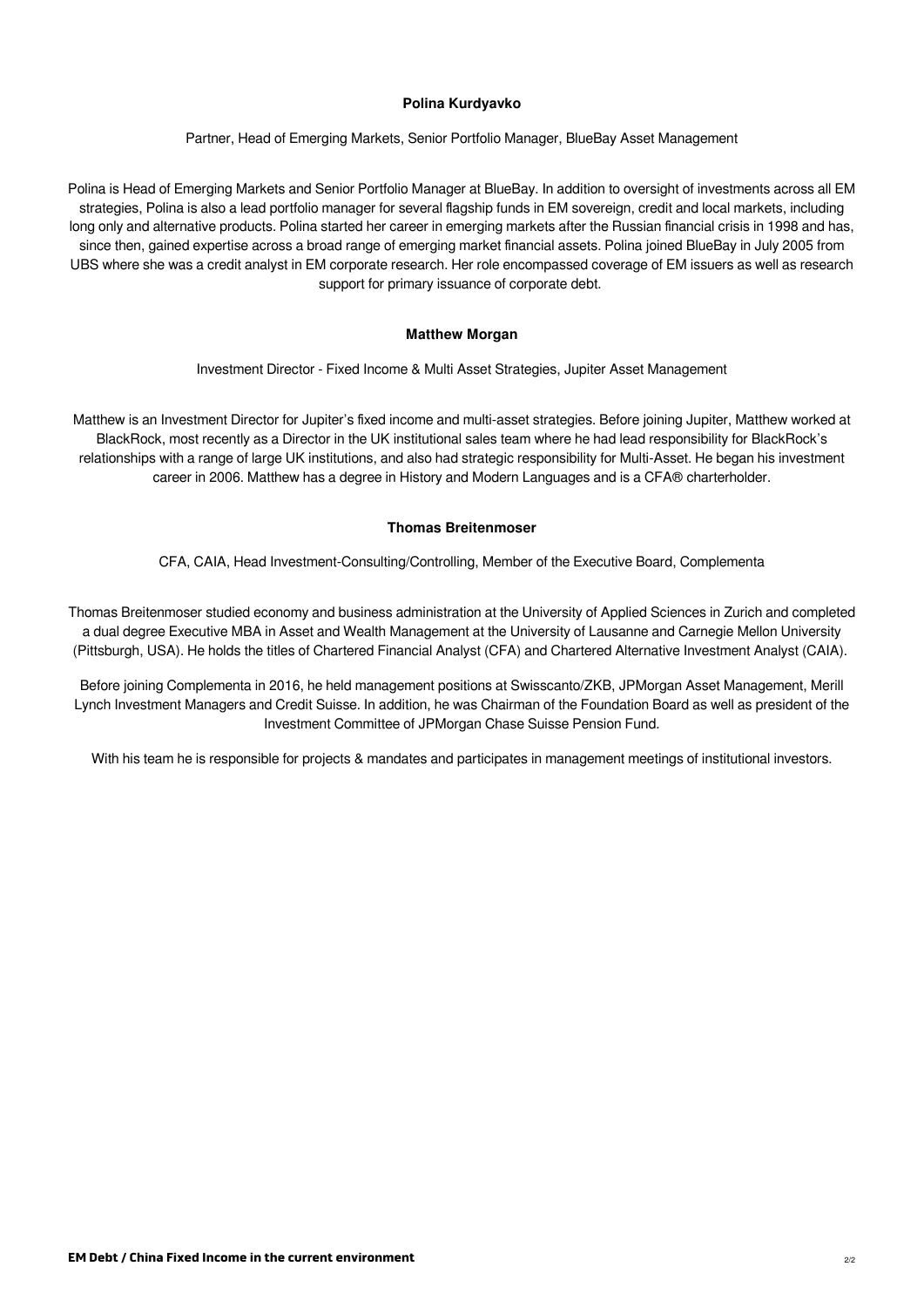**Polina Kurdyavko**

Partner, Head of Emerging Markets, Senior Portfolio Manager, BlueBay Asset Management

Polina is Head of Emerging Markets and Senior Portfolio Manager at BlueBay. In addition to oversight of investments across all EM strategies, Polina is also a lead portfolio manager for several flagship funds in EM sovereign, credit and local markets, including long only and alternative products. Polina started her career in emerging markets after the Russian financial crisis in 1998 and has, since then, gained expertise across a broad range of emerging market financial assets. Polina joined BlueBay in July 2005 from UBS where she was a credit analyst in EM corporate research. Her role encompassed coverage of EM issuers as well as research support for primary issuance of corporate debt.

**Matthew Morgan**

Investment Director - Fixed Income & Multi Asset Strategies, Jupiter Asset Management

Matthew is an Investment Director for Jupiter's fixed income and multi-asset strategies. Before joining Jupiter, Matthew worked at BlackRock, most recently as a Director in the UK institutional sales team where he had lead responsibility for BlackRock's relationships with a range of large UK institutions, and also had strategic responsibility for Multi-Asset. He began his investment career in 2006. Matthew has a degree in History and Modern Languages and is a CFA® charterholder.

**Thomas Breitenmoser**

CFA, CAIA, Head Investment-Consulting/Controlling, Member of the Executive Board, Complementa

Thomas Breitenmoser studied economy and business administration at the University of Applied Sciences in Zurich and completed a dual degree Executive MBA in Asset and Wealth Management at the University of Lausanne and Carnegie Mellon University (Pittsburgh, USA). He holds the titles of Chartered Financial Analyst (CFA) and Chartered Alternative Investment Analyst (CAIA).

Before joining Complementa in 2016, he held management positions at Swisscanto/ZKB, JPMorgan Asset Management, Merill Lynch Investment Managers and Credit Suisse. In addition, he was Chairman of the Foundation Board as well as president of the Investment Committee of JPMorgan Chase Suisse Pension Fund.

With his team he is responsible for projects & mandates and participates in management meetings of institutional investors.